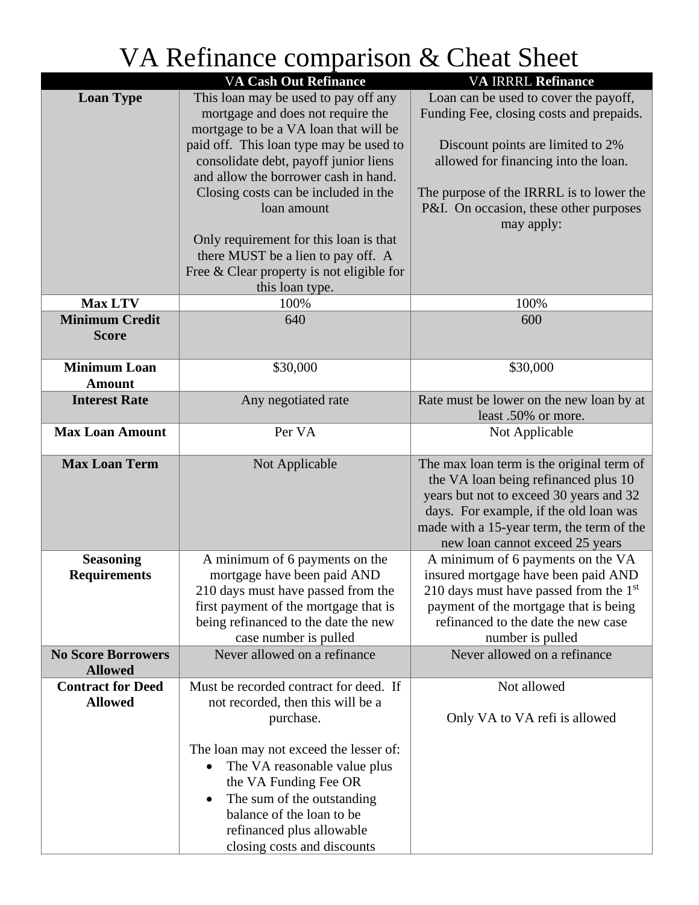# VA Refinance comparison & Cheat Sheet

| | VA Cash Out Refinance | VA IRRRL Refinance |
|---|---|---|
| **Loan Type** | This loan may be used to pay off any mortgage and does not require the mortgage to be a VA loan that will be paid off. This loan type may be used to consolidate debt, payoff junior liens and allow the borrower cash in hand. Closing costs can be included in the loan amount<br><br>Only requirement for this loan is that there MUST be a lien to pay off. A Free & Clear property is not eligible for this loan type. | Loan can be used to cover the payoff, Funding Fee, closing costs and prepaids.<br><br>Discount points are limited to 2% allowed for financing into the loan.<br><br>The purpose of the IRRRL is to lower the P&I. On occasion, these other purposes may apply: |
| **Max LTV** | 100% | 100% |
| **Minimum Credit Score** | 640 | 600 |
| **Minimum Loan Amount** | $30,000 | $30,000 |
| **Interest Rate** | Any negotiated rate | Rate must be lower on the new loan by at least .50% or more. |
| **Max Loan Amount** | Per VA | Not Applicable |
| **Max Loan Term** | Not Applicable | The max loan term is the original term of the VA loan being refinanced plus 10 years but not to exceed 30 years and 32 days. For example, if the old loan was made with a 15-year term, the term of the new loan cannot exceed 25 years |
| **Seasoning Requirements** | A minimum of 6 payments on the mortgage have been paid AND 210 days must have passed from the first payment of the mortgage that is being refinanced to the date the new case number is pulled | A minimum of 6 payments on the VA insured mortgage have been paid AND 210 days must have passed from the 1st payment of the mortgage that is being refinanced to the date the new case number is pulled |
| **No Score Borrowers Allowed** | Never allowed on a refinance | Never allowed on a refinance |
| **Contract for Deed Allowed** | Must be recorded contract for deed. If not recorded, then this will be a purchase.<br><br>The loan may not exceed the lesser of:<br>• The VA reasonable value plus the VA Funding Fee OR<br>• The sum of the outstanding balance of the loan to be refinanced plus allowable closing costs and discounts | Not allowed<br><br>Only VA to VA refi is allowed |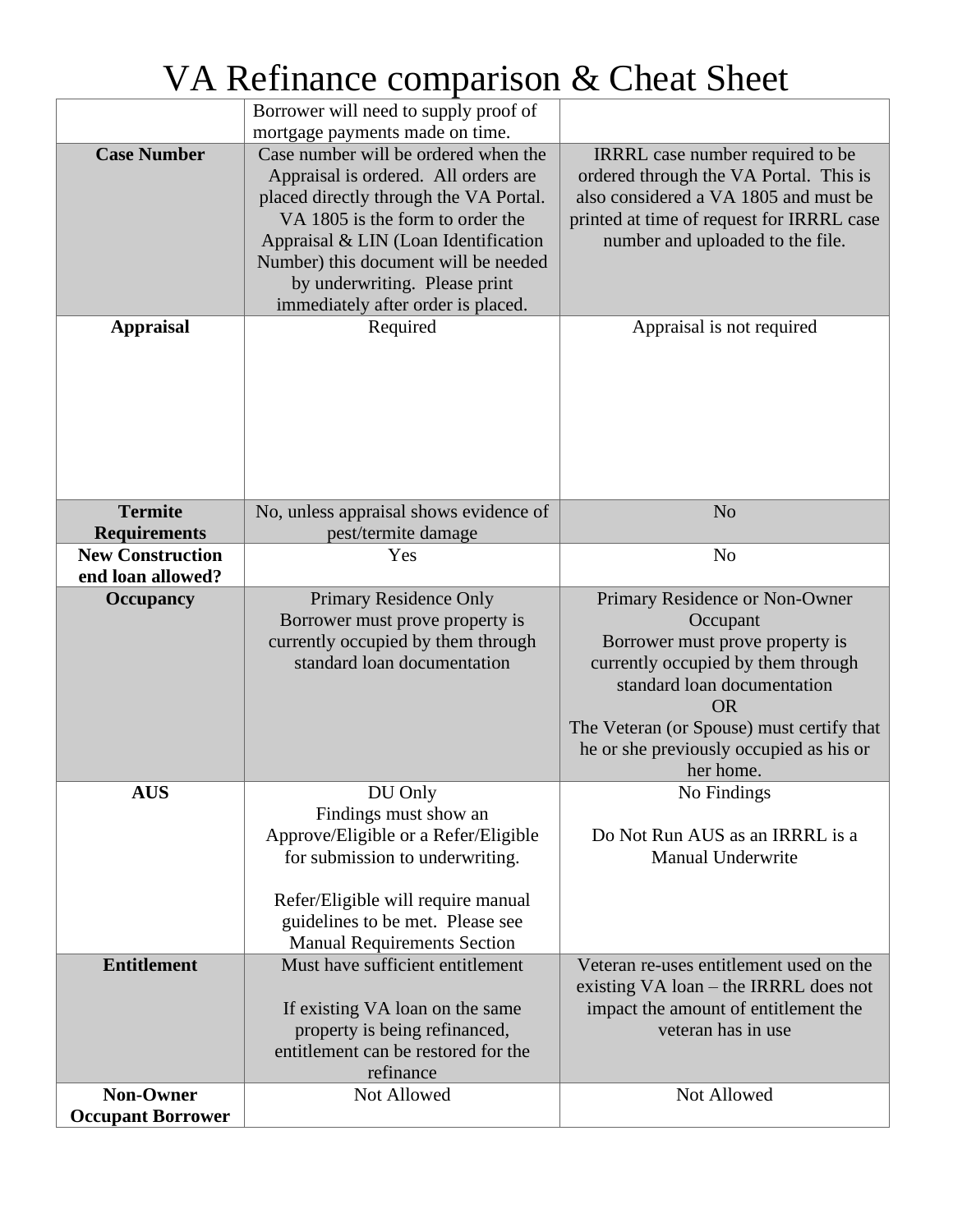# VA Refinance comparison & Cheat Sheet

| | | |
|---|---|---|
| | Borrower will need to supply proof of mortgage payments made on time. | |
| **Case Number** | Case number will be ordered when the Appraisal is ordered. All orders are placed directly through the VA Portal. VA 1805 is the form to order the Appraisal & LIN (Loan Identification Number) this document will be needed by underwriting. Please print immediately after order is placed. | IRRRL case number required to be ordered through the VA Portal. This is also considered a VA 1805 and must be printed at time of request for IRRRL case number and uploaded to the file. |
| **Appraisal** | Required | Appraisal is not required |
| **Termite Requirements** | No, unless appraisal shows evidence of pest/termite damage | No |
| **New Construction end loan allowed?** | Yes | No |
| **Occupancy** | Primary Residence Only<br>Borrower must prove property is currently occupied by them through standard loan documentation | Primary Residence or Non-Owner Occupant<br>Borrower must prove property is currently occupied by them through standard loan documentation<br>OR<br>The Veteran (or Spouse) must certify that he or she previously occupied as his or her home. |
| **AUS** | DU Only<br>Findings must show an Approve/Eligible or a Refer/Eligible for submission to underwriting.<br><br>Refer/Eligible will require manual guidelines to be met. Please see Manual Requirements Section | No Findings<br><br>Do Not Run AUS as an IRRRL is a Manual Underwrite |
| **Entitlement** | Must have sufficient entitlement<br><br>If existing VA loan on the same property is being refinanced, entitlement can be restored for the refinance | Veteran re-uses entitlement used on the existing VA loan – the IRRRL does not impact the amount of entitlement the veteran has in use |
| **Non-Owner Occupant Borrower** | Not Allowed | Not Allowed |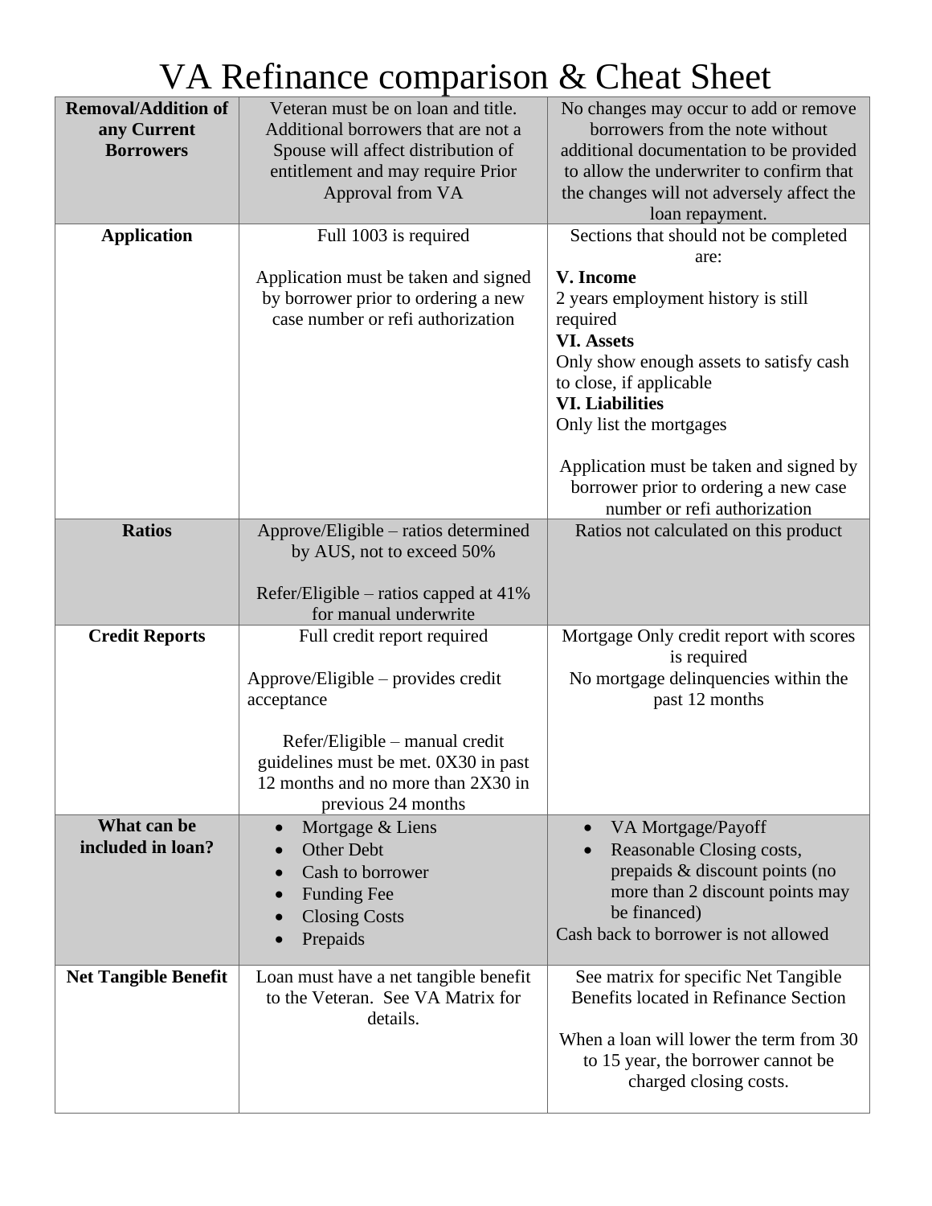# VA Refinance comparison & Cheat Sheet

| | | |
|---|---|---|
| **Removal/Addition of any Current Borrowers** | Veteran must be on loan and title. Additional borrowers that are not a Spouse will affect distribution of entitlement and may require Prior Approval from VA | No changes may occur to add or remove borrowers from the note without additional documentation to be provided to allow the underwriter to confirm that the changes will not adversely affect the loan repayment. |
| **Application** | Full 1003 is required<br><br>Application must be taken and signed by borrower prior to ordering a new case number or refi authorization | Sections that should not be completed are:<br>**V. Income**<br>2 years employment history is still required<br>**VI. Assets**<br>Only show enough assets to satisfy cash to close, if applicable<br>**VI. Liabilities**<br>Only list the mortgages<br><br>Application must be taken and signed by borrower prior to ordering a new case number or refi authorization |
| **Ratios** | Approve/Eligible – ratios determined by AUS, not to exceed 50%<br><br>Refer/Eligible – ratios capped at 41% for manual underwrite | Ratios not calculated on this product |
| **Credit Reports** | Full credit report required<br><br>Approve/Eligible – provides credit acceptance<br><br>Refer/Eligible – manual credit guidelines must be met. 0X30 in past 12 months and no more than 2X30 in previous 24 months | Mortgage Only credit report with scores is required<br>No mortgage delinquencies within the past 12 months |
| **What can be included in loan?** | • Mortgage & Liens<br>• Other Debt<br>• Cash to borrower<br>• Funding Fee<br>• Closing Costs<br>• Prepaids | • VA Mortgage/Payoff<br>• Reasonable Closing costs, prepaids & discount points (no more than 2 discount points may be financed)<br>Cash back to borrower is not allowed |
| **Net Tangible Benefit** | Loan must have a net tangible benefit to the Veteran. See VA Matrix for details. | See matrix for specific Net Tangible Benefits located in Refinance Section<br><br>When a loan will lower the term from 30 to 15 year, the borrower cannot be charged closing costs. |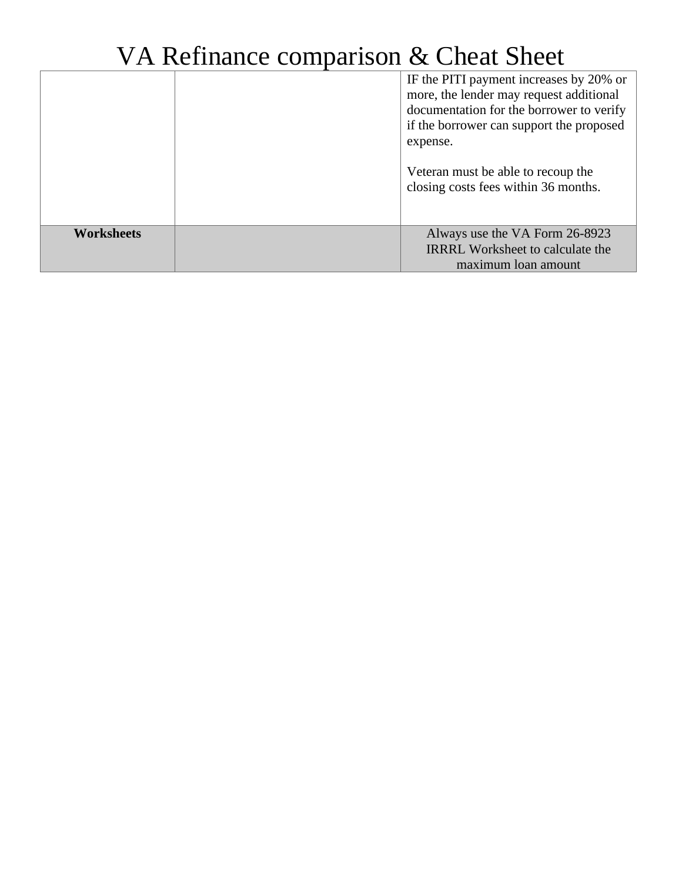# VA Refinance comparison & Cheat Sheet

| | | |
|---|---|---|
| | | IF the PITI payment increases by 20% or more, the lender may request additional documentation for the borrower to verify if the borrower can support the proposed expense.<br><br>Veteran must be able to recoup the closing costs fees within 36 months. |
| **Worksheets** | | Always use the VA Form 26-8923 IRRRL Worksheet to calculate the maximum loan amount |